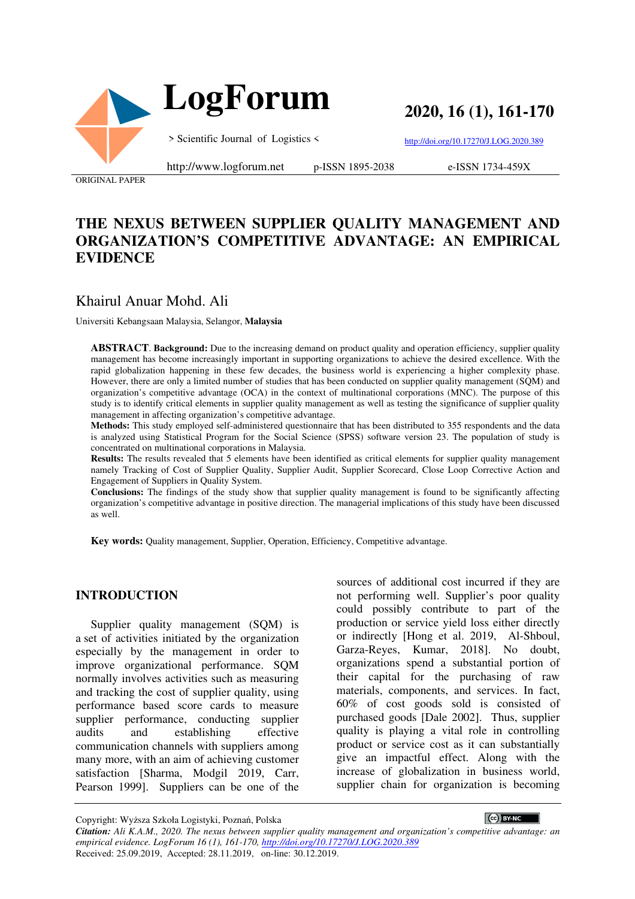ORIGINAL PAPER

# THE NEXUS BETWEEN SUPPLIER QUALITY MANAGEMENT AND ORGANIZATION'S COMPETITIVE ADVANTAGE: AN EMPIRICAL EVIDENCE

Khairul Anuar Mohd. Ali

Universiti Kebangsaan Malaysia, Selangor, **Malaysia**

**ABSTRACT**. **Background:** Due to the increasing demand on product quality and operation efficiency, supplier quality management has become increasingly important in supporting organizations to achieve the desired excellence. With the rapid globalization happening in these few decades, the business world is experiencing a higher complexity phase. However, there are only a limited number of studies that has been conducted on supplier quality management (SQM) and organization's competitive advantage (OCA) in the context of multinational corporations (MNC). The purpose of this study is to identify critical elements in supplier quality management as well as testing the significance of supplier quality management in affecting organization's competitive advantage.

**Methods:** This study employed self-administered questionnaire that has been distributed to 355 respondents and the data is analyzed using Statistical Program for the Social Science (SPSS) software version 23. The population of study is concentrated on multinational corporations in Malaysia.

**Results:** The results revealed that 5 elements have been identified as critical elements for supplier quality management namely Tracking of Cost of Supplier Quality, Supplier Audit, Supplier Scorecard, Close Loop Corrective Action and Engagement of Suppliers in Quality System.

**Conclusions:** The findings of the study show that supplier quality management is found to be significantly affecting organization's competitive advantage in positive direction. The managerial implications of this study have been discussed as well.

**Key words:** Quality management, Supplier, Operation, Efficiency, Competitive advantage.

## INTRODUCTION

Supplier quality management (SQM) is a set of activities initiated by the organization especially by the management in order to improve organizational performance. SQM normally involves activities such as measuring and tracking the cost of supplier quality, using performance based score cards to measure supplier performance, conducting supplier audits and establishing effective communication channels with suppliers among many more, with an aim of achieving customer satisfaction [Sharma, Modgil 2019, Carr, Pearson 1999]. Suppliers can be one of the sources of additional cost incurred if they are not performing well. Supplier's poor quality could possibly contribute to part of the production or service yield loss either directly or indirectly [Hong et al. 2019, Al-Shboul, Garza-Reyes, Kumar, 2018]. No doubt, organizations spend a substantial portion of their capital for the purchasing of raw materials, components, and services. In fact, 60% of cost goods sold is consisted of purchased goods [Dale 2002]. Thus, supplier quality is playing a vital role in controlling product or service cost as it can substantially give an impactful effect. Along with the increase of globalization in business world, supplier chain for organization is becoming

Copyright: Wyższa Szkoła Logistyki, Poznań, Polska

*Citation: Ali K.A.M., 2020. The nexus between supplier quality management and organization's competitive advantage: an empirical evidence. LogForum 16 (1), 161-170, http://doi.org/10.17270/J.LOG.2020.389*

Received: 25.09.2019, Accepted: 28.11.2019, on-line: 30.12.2019.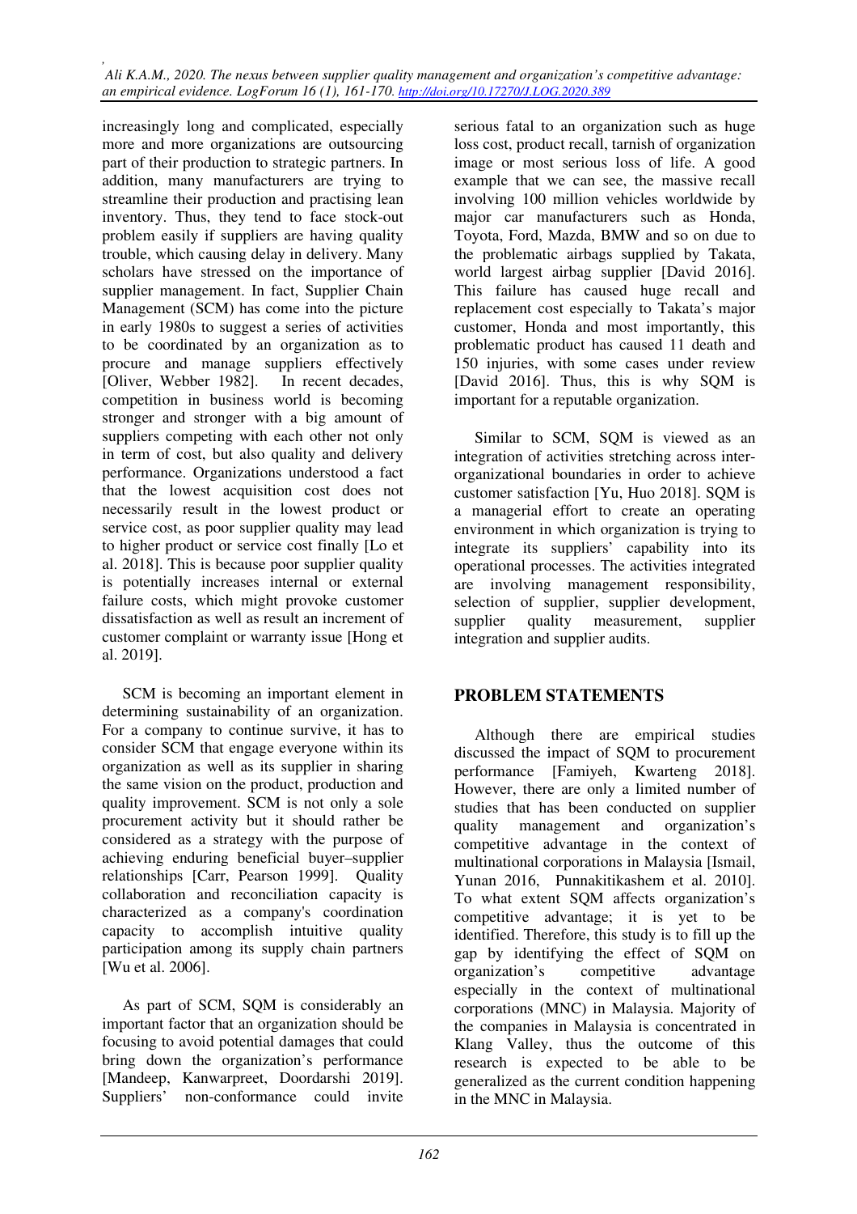increasingly long and complicated, especially more and more organizations are outsourcing part of their production to strategic partners. In addition, many manufacturers are trying to streamline their production and practising lean inventory. Thus, they tend to face stock-out problem easily if suppliers are having quality trouble, which causing delay in delivery. Many scholars have stressed on the importance of supplier management. In fact, Supplier Chain Management (SCM) has come into the picture in early 1980s to suggest a series of activities to be coordinated by an organization as to procure and manage suppliers effectively [Oliver, Webber 1982]. In recent decades, competition in business world is becoming stronger and stronger with a big amount of suppliers competing with each other not only in term of cost, but also quality and delivery performance. Organizations understood a fact that the lowest acquisition cost does not necessarily result in the lowest product or service cost, as poor supplier quality may lead to higher product or service cost finally [Lo et al. 2018]. This is because poor supplier quality is potentially increases internal or external failure costs, which might provoke customer dissatisfaction as well as result an increment of customer complaint or warranty issue [Hong et al. 2019].

SCM is becoming an important element in determining sustainability of an organization. For a company to continue survive, it has to consider SCM that engage everyone within its organization as well as its supplier in sharing the same vision on the product, production and quality improvement. SCM is not only a sole procurement activity but it should rather be considered as a strategy with the purpose of achieving enduring beneficial buyer–supplier relationships [Carr, Pearson 1999]. Quality collaboration and reconciliation capacity is characterized as a company's coordination capacity to accomplish intuitive quality participation among its supply chain partners [Wu et al. 2006].

As part of SCM, SQM is considerably an important factor that an organization should be focusing to avoid potential damages that could bring down the organization's performance [Mandeep, Kanwarpreet, Doordarshi 2019]. Suppliers' non-conformance could invite serious fatal to an organization such as huge loss cost, product recall, tarnish of organization image or most serious loss of life. A good example that we can see, the massive recall involving 100 million vehicles worldwide by major car manufacturers such as Honda, Toyota, Ford, Mazda, BMW and so on due to the problematic airbags supplied by Takata, world largest airbag supplier [David 2016]. This failure has caused huge recall and replacement cost especially to Takata's major customer, Honda and most importantly, this problematic product has caused 11 death and 150 injuries, with some cases under review [David 2016]. Thus, this is why SQM is important for a reputable organization.

Similar to SCM, SQM is viewed as an integration of activities stretching across inter-organizational boundaries in order to achieve customer satisfaction [Yu, Huo 2018]. SQM is a managerial effort to create an operating environment in which organization is trying to integrate its suppliers' capability into its operational processes. The activities integrated are involving management responsibility, selection of supplier, supplier development, supplier quality measurement, supplier integration and supplier audits.

## PROBLEM STATEMENTS

Although there are empirical studies discussed the impact of SQM to procurement performance [Famiyeh, Kwarteng 2018]. However, there are only a limited number of studies that has been conducted on supplier quality management and organization's competitive advantage in the context of multinational corporations in Malaysia [Ismail, Yunan 2016, Punnakitikashem et al. 2010]. To what extent SQM affects organization's competitive advantage; it is yet to be identified. Therefore, this study is to fill up the gap by identifying the effect of SQM on organization's competitive advantage especially in the context of multinational corporations (MNC) in Malaysia. Majority of the companies in Malaysia is concentrated in Klang Valley, thus the outcome of this research is expected to be able to be generalized as the current condition happening in the MNC in Malaysia.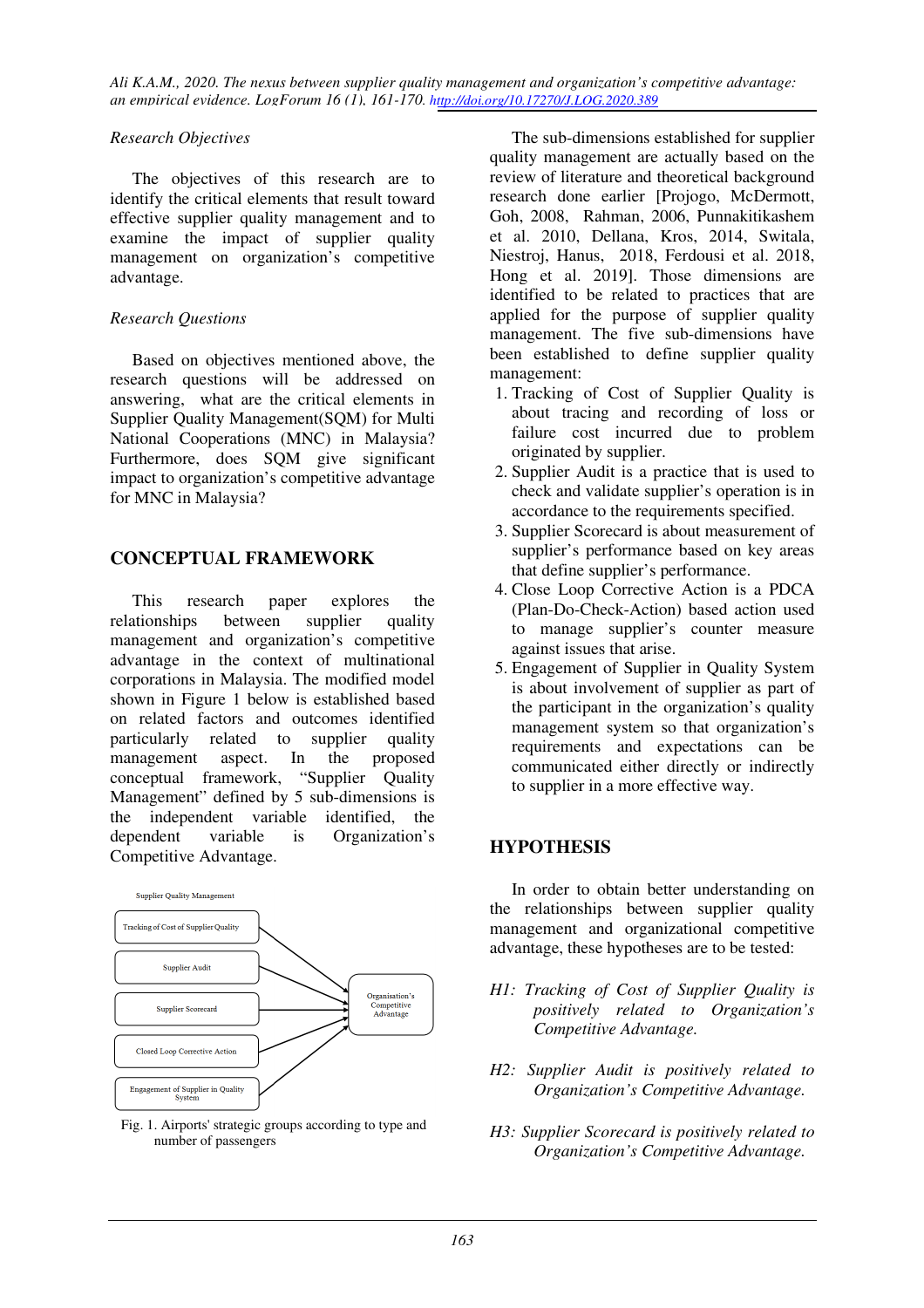*Research Objectives*

The objectives of this research are to identify the critical elements that result toward effective supplier quality management and to examine the impact of supplier quality management on organization's competitive advantage.

*Research Questions*

Based on objectives mentioned above, the research questions will be addressed on answering, what are the critical elements in Supplier Quality Management(SQM) for Multi National Cooperations (MNC) in Malaysia? Furthermore, does SQM give significant impact to organization's competitive advantage for MNC in Malaysia?

## CONCEPTUAL FRAMEWORK

This research paper explores the relationships between supplier quality management and organization's competitive advantage in the context of multinational corporations in Malaysia. The modified model shown in Figure 1 below is established based on related factors and outcomes identified particularly related to supplier quality management aspect. In the proposed conceptual framework, "Supplier Quality Management" defined by 5 sub-dimensions is the independent variable identified, the dependent variable is Organization's Competitive Advantage.

Supplier Quality Management

Tracking of Cost of Supplier Quality

Supplier Audit

Supplier Scorecard

Closed Loop Corrective Action

Engagement of Supplier in Quality System

Organisation's Competitive Advantage

Fig. 1. Airports' strategic groups according to type and number of passengers

The sub-dimensions established for supplier quality management are actually based on the review of literature and theoretical background research done earlier [Projogo, McDermott, Goh, 2008, Rahman, 2006, Punnakitikashem et al. 2010, Dellana, Kros, 2014, Switala, Niestroj, Hanus, 2018, Ferdousi et al. 2018, Hong et al. 2019]. Those dimensions are identified to be related to practices that are applied for the purpose of supplier quality management. The five sub-dimensions have been established to define supplier quality management:

1. Tracking of Cost of Supplier Quality is about tracing and recording of loss or failure cost incurred due to problem originated by supplier.
2. Supplier Audit is a practice that is used to check and validate supplier's operation is in accordance to the requirements specified.
3. Supplier Scorecard is about measurement of supplier's performance based on key areas that define supplier's performance.
4. Close Loop Corrective Action is a PDCA (Plan-Do-Check-Action) based action used to manage supplier's counter measure against issues that arise.
5. Engagement of Supplier in Quality System is about involvement of supplier as part of the participant in the organization's quality management system so that organization's requirements and expectations can be communicated either directly or indirectly to supplier in a more effective way.

## HYPOTHESIS

In order to obtain better understanding on the relationships between supplier quality management and organizational competitive advantage, these hypotheses are to be tested:

*H1: Tracking of Cost of Supplier Quality is positively related to Organization's Competitive Advantage.*

*H2: Supplier Audit is positively related to Organization's Competitive Advantage.*

*H3: Supplier Scorecard is positively related to Organization's Competitive Advantage.*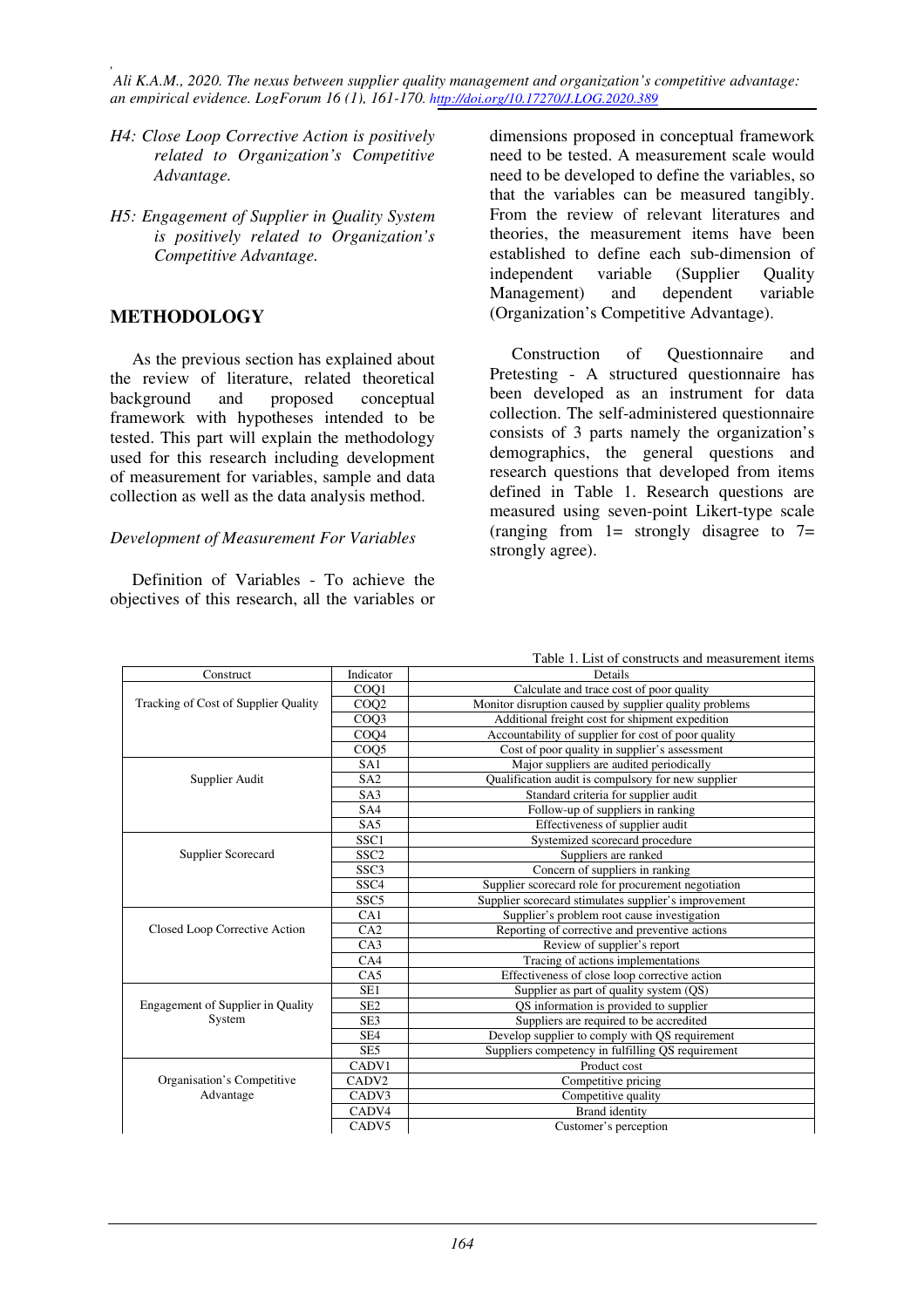*H4: Close Loop Corrective Action is positively related to Organization's Competitive Advantage.*

*H5: Engagement of Supplier in Quality System is positively related to Organization's Competitive Advantage.*

## METHODOLOGY

As the previous section has explained about the review of literature, related theoretical background and proposed conceptual framework with hypotheses intended to be tested. This part will explain the methodology used for this research including development of measurement for variables, sample and data collection as well as the data analysis method.

### *Development of Measurement For Variables*

Definition of Variables - To achieve the objectives of this research, all the variables or dimensions proposed in conceptual framework need to be tested. A measurement scale would need to be developed to define the variables, so that the variables can be measured tangibly. From the review of relevant literatures and theories, the measurement items have been established to define each sub-dimension of independent variable (Supplier Quality Management) and dependent variable (Organization's Competitive Advantage).

Construction of Questionnaire and Pretesting - A structured questionnaire has been developed as an instrument for data collection. The self-administered questionnaire consists of 3 parts namely the organization's demographics, the general questions and research questions that developed from items defined in Table 1. Research questions are measured using seven-point Likert-type scale (ranging from 1= strongly disagree to 7= strongly agree).

Table 1. List of constructs and measurement items

| Construct | Indicator | Details |
|---|---|---|
| Tracking of Cost of Supplier Quality | COQ1 | Calculate and trace cost of poor quality |
| | COQ2 | Monitor disruption caused by supplier quality problems |
| | COQ3 | Additional freight cost for shipment expedition |
| | COQ4 | Accountability of supplier for cost of poor quality |
| | COQ5 | Cost of poor quality in supplier's assessment |
| Supplier Audit | SA1 | Major suppliers are audited periodically |
| | SA2 | Qualification audit is compulsory for new supplier |
| | SA3 | Standard criteria for supplier audit |
| | SA4 | Follow-up of suppliers in ranking |
| | SA5 | Effectiveness of supplier audit |
| Supplier Scorecard | SSC1 | Systemized scorecard procedure |
| | SSC2 | Suppliers are ranked |
| | SSC3 | Concern of suppliers in ranking |
| | SSC4 | Supplier scorecard role for procurement negotiation |
| | SSC5 | Supplier scorecard stimulates supplier's improvement |
| Closed Loop Corrective Action | CA1 | Supplier's problem root cause investigation |
| | CA2 | Reporting of corrective and preventive actions |
| | CA3 | Review of supplier's report |
| | CA4 | Tracing of actions implementations |
| | CA5 | Effectiveness of close loop corrective action |
| Engagement of Supplier in Quality System | SE1 | Supplier as part of quality system (QS) |
| | SE2 | QS information is provided to supplier |
| | SE3 | Suppliers are required to be accredited |
| | SE4 | Develop supplier to comply with QS requirement |
| | SE5 | Suppliers competency in fulfilling QS requirement |
| Organisation's Competitive Advantage | CADV1 | Product cost |
| | CADV2 | Competitive pricing |
| | CADV3 | Competitive quality |
| | CADV4 | Brand identity |
| | CADV5 | Customer's perception |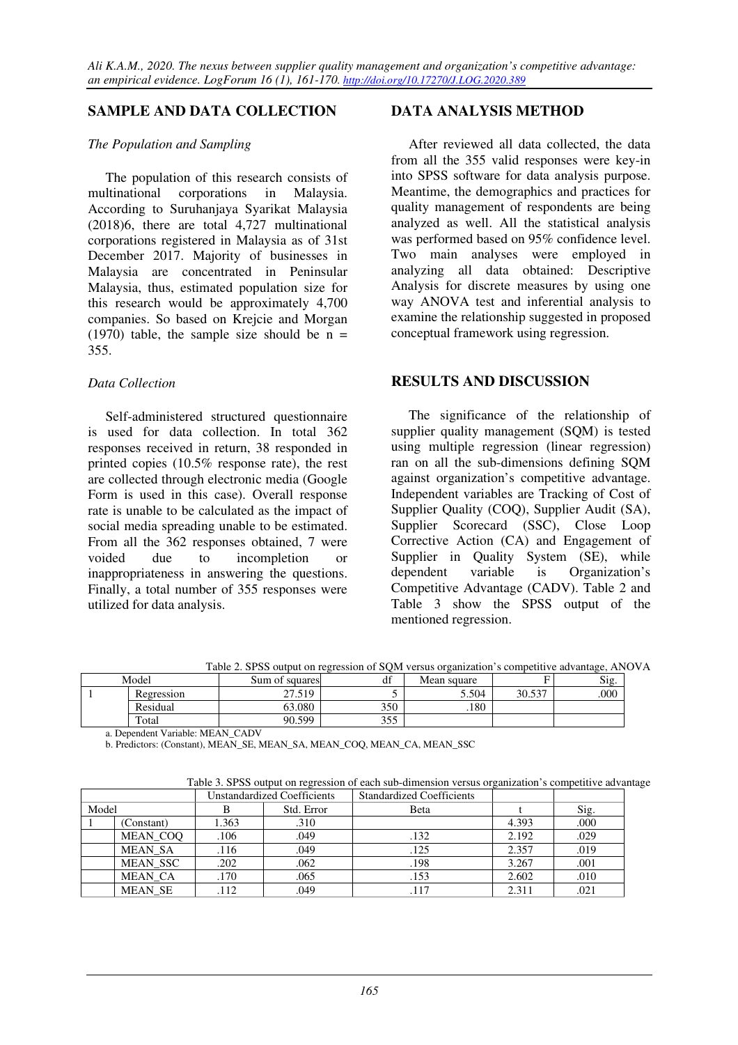## SAMPLE AND DATA COLLECTION

*The Population and Sampling*

The population of this research consists of multinational corporations in Malaysia. According to Suruhanjaya Syarikat Malaysia (2018)6, there are total 4,727 multinational corporations registered in Malaysia as of 31st December 2017. Majority of businesses in Malaysia are concentrated in Peninsular Malaysia, thus, estimated population size for this research would be approximately 4,700 companies. So based on Krejcie and Morgan (1970) table, the sample size should be n = 355.

*Data Collection*

Self-administered structured questionnaire is used for data collection. In total 362 responses received in return, 38 responded in printed copies (10.5% response rate), the rest are collected through electronic media (Google Form is used in this case). Overall response rate is unable to be calculated as the impact of social media spreading unable to be estimated. From all the 362 responses obtained, 7 were voided due to incompletion or inappropriateness in answering the questions. Finally, a total number of 355 responses were utilized for data analysis.

## DATA ANALYSIS METHOD

After reviewed all data collected, the data from all the 355 valid responses were key-in into SPSS software for data analysis purpose. Meantime, the demographics and practices for quality management of respondents are being analyzed as well. All the statistical analysis was performed based on 95% confidence level. Two main analyses were employed in analyzing all data obtained: Descriptive Analysis for discrete measures by using one way ANOVA test and inferential analysis to examine the relationship suggested in proposed conceptual framework using regression.

## RESULTS AND DISCUSSION

The significance of the relationship of supplier quality management (SQM) is tested using multiple regression (linear regression) ran on all the sub-dimensions defining SQM against organization's competitive advantage. Independent variables are Tracking of Cost of Supplier Quality (COQ), Supplier Audit (SA), Supplier Scorecard (SSC), Close Loop Corrective Action (CA) and Engagement of Supplier in Quality System (SE), while dependent variable is Organization's Competitive Advantage (CADV). Table 2 and Table 3 show the SPSS output of the mentioned regression.

Table 2. SPSS output on regression of SQM versus organization's competitive advantage, ANOVA

| Model | | Sum of squares | df | Mean square | F | Sig. |
|---|---|---|---|---|---|---|
| 1 | Regression | 27.519 | 5 | 5.504 | 30.537 | .000 |
| | Residual | 63.080 | 350 | .180 | | |
| | Total | 90.599 | 355 | | | |

a. Dependent Variable: MEAN_CADV

b. Predictors: (Constant), MEAN_SE, MEAN_SA, MEAN_COQ, MEAN_CA, MEAN_SSC

Table 3. SPSS output on regression of each sub-dimension versus organization's competitive advantage

| Model | | Unstandardized Coefficients | | Standardized Coefficients | t | Sig. |
|---|---|---|---|---|---|---|
| | | B | Std. Error | Beta | | |
| 1 | (Constant) | 1.363 | .310 | | 4.393 | .000 |
| | MEAN_COQ | .106 | .049 | .132 | 2.192 | .029 |
| | MEAN_SA | .116 | .049 | .125 | 2.357 | .019 |
| | MEAN_SSC | .202 | .062 | .198 | 3.267 | .001 |
| | MEAN_CA | .170 | .065 | .153 | 2.602 | .010 |
| | MEAN_SE | .112 | .049 | .117 | 2.311 | .021 |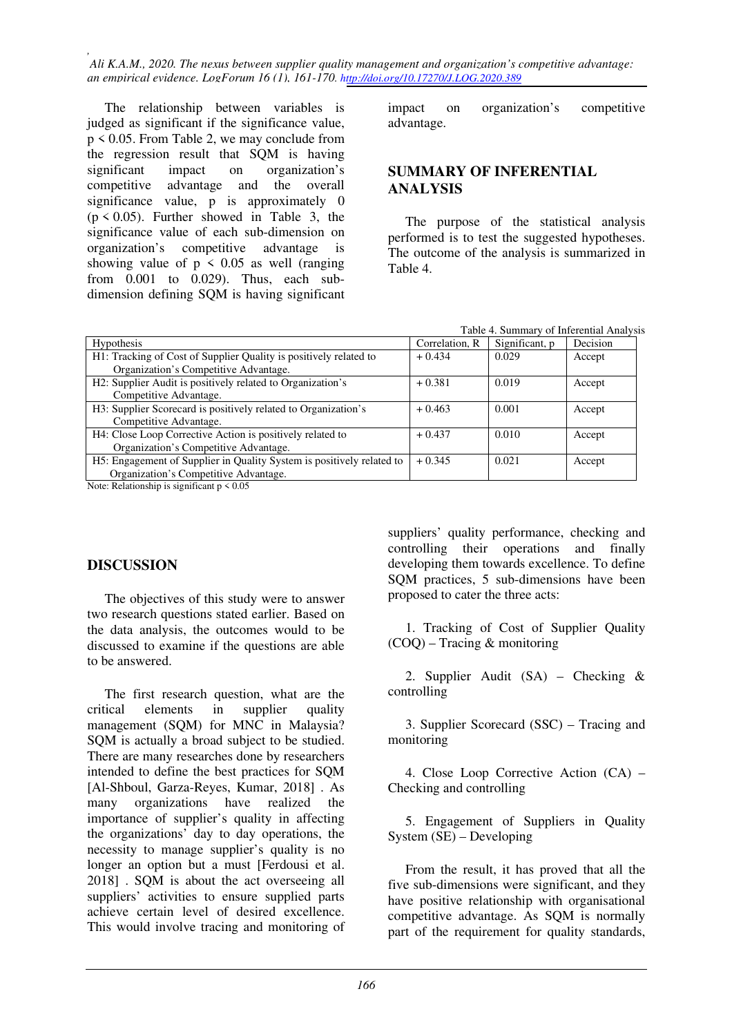The relationship between variables is judged as significant if the significance value, $p < 0.05$. From Table 2, we may conclude from the regression result that SQM is having significant impact on organization's competitive advantage and the overall significance value, p is approximately 0 ($p < 0.05$). Further showed in Table 3, the significance value of each sub-dimension on organization's competitive advantage is showing value of $p < 0.05$ as well (ranging from 0.001 to 0.029). Thus, each sub-dimension defining SQM is having significant impact on organization's competitive advantage.

## SUMMARY OF INFERENTIAL ANALYSIS

The purpose of the statistical analysis performed is to test the suggested hypotheses. The outcome of the analysis is summarized in Table 4.

Table 4. Summary of Inferential Analysis

| Hypothesis | Correlation, R | Significant, p | Decision |
|---|---|---|---|
| H1: Tracking of Cost of Supplier Quality is positively related to Organization's Competitive Advantage. | + 0.434 | 0.029 | Accept |
| H2: Supplier Audit is positively related to Organization's Competitive Advantage. | + 0.381 | 0.019 | Accept |
| H3: Supplier Scorecard is positively related to Organization's Competitive Advantage. | + 0.463 | 0.001 | Accept |
| H4: Close Loop Corrective Action is positively related to Organization's Competitive Advantage. | + 0.437 | 0.010 | Accept |
| H5: Engagement of Supplier in Quality System is positively related to Organization's Competitive Advantage. | + 0.345 | 0.021 | Accept |

Note: Relationship is significant $p < 0.05$

## DISCUSSION

The objectives of this study were to answer two research questions stated earlier. Based on the data analysis, the outcomes would to be discussed to examine if the questions are able to be answered.

The first research question, what are the critical elements in supplier quality management (SQM) for MNC in Malaysia? SQM is actually a broad subject to be studied. There are many researches done by researchers intended to define the best practices for SQM [Al-Shboul, Garza-Reyes, Kumar, 2018] . As many organizations have realized the importance of supplier's quality in affecting the organizations' day to day operations, the necessity to manage supplier's quality is no longer an option but a must [Ferdousi et al. 2018] . SQM is about the act overseeing all suppliers' activities to ensure supplied parts achieve certain level of desired excellence. This would involve tracing and monitoring of suppliers' quality performance, checking and controlling their operations and finally developing them towards excellence. To define SQM practices, 5 sub-dimensions have been proposed to cater the three acts:

1. Tracking of Cost of Supplier Quality (COQ) – Tracing & monitoring

2. Supplier Audit (SA) – Checking & controlling

3. Supplier Scorecard (SSC) – Tracing and monitoring

4. Close Loop Corrective Action (CA) – Checking and controlling

5. Engagement of Suppliers in Quality System (SE) – Developing

From the result, it has proved that all the five sub-dimensions were significant, and they have positive relationship with organisational competitive advantage. As SQM is normally part of the requirement for quality standards,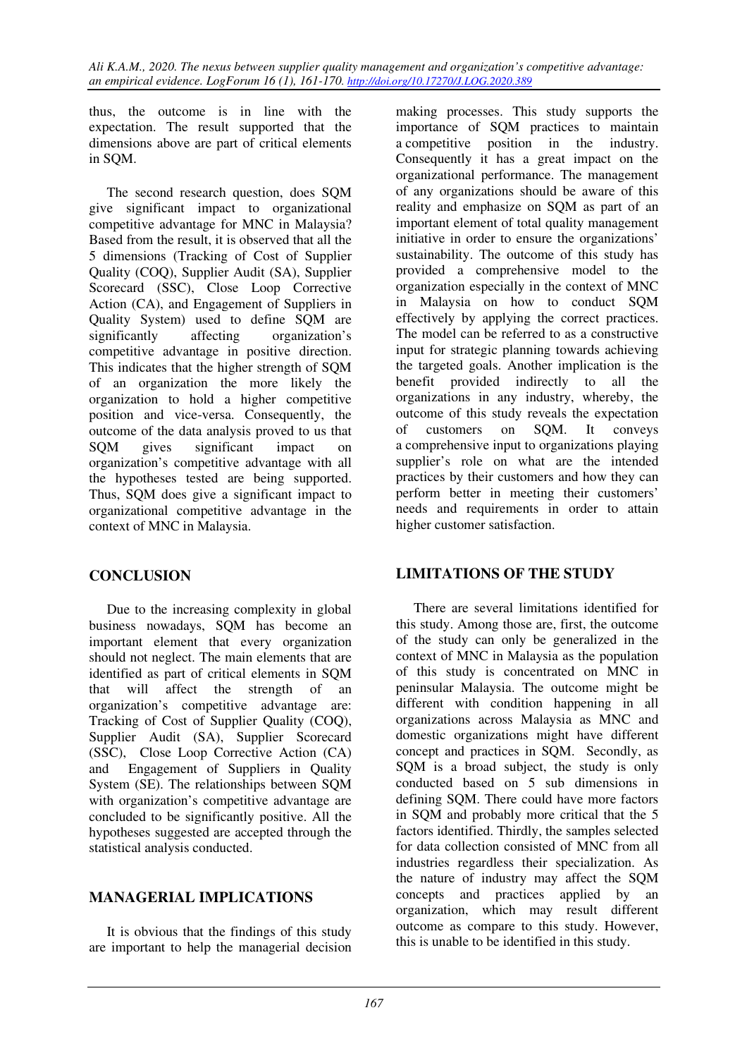thus, the outcome is in line with the expectation. The result supported that the dimensions above are part of critical elements in SQM.

The second research question, does SQM give significant impact to organizational competitive advantage for MNC in Malaysia? Based from the result, it is observed that all the 5 dimensions (Tracking of Cost of Supplier Quality (COQ), Supplier Audit (SA), Supplier Scorecard (SSC), Close Loop Corrective Action (CA), and Engagement of Suppliers in Quality System) used to define SQM are significantly affecting organization's competitive advantage in positive direction. This indicates that the higher strength of SQM of an organization the more likely the organization to hold a higher competitive position and vice-versa. Consequently, the outcome of the data analysis proved to us that SQM gives significant impact on organization's competitive advantage with all the hypotheses tested are being supported. Thus, SQM does give a significant impact to organizational competitive advantage in the context of MNC in Malaysia.

## CONCLUSION

Due to the increasing complexity in global business nowadays, SQM has become an important element that every organization should not neglect. The main elements that are identified as part of critical elements in SQM that will affect the strength of an organization's competitive advantage are: Tracking of Cost of Supplier Quality (COQ), Supplier Audit (SA), Supplier Scorecard (SSC), Close Loop Corrective Action (CA) and Engagement of Suppliers in Quality System (SE). The relationships between SQM with organization's competitive advantage are concluded to be significantly positive. All the hypotheses suggested are accepted through the statistical analysis conducted.

## MANAGERIAL IMPLICATIONS

It is obvious that the findings of this study are important to help the managerial decision making processes. This study supports the importance of SQM practices to maintain a competitive position in the industry. Consequently it has a great impact on the organizational performance. The management of any organizations should be aware of this reality and emphasize on SQM as part of an important element of total quality management initiative in order to ensure the organizations' sustainability. The outcome of this study has provided a comprehensive model to the organization especially in the context of MNC in Malaysia on how to conduct SQM effectively by applying the correct practices. The model can be referred to as a constructive input for strategic planning towards achieving the targeted goals. Another implication is the benefit provided indirectly to all the organizations in any industry, whereby, the outcome of this study reveals the expectation of customers on SQM. It conveys a comprehensive input to organizations playing supplier's role on what are the intended practices by their customers and how they can perform better in meeting their customers' needs and requirements in order to attain higher customer satisfaction.

## LIMITATIONS OF THE STUDY

There are several limitations identified for this study. Among those are, first, the outcome of the study can only be generalized in the context of MNC in Malaysia as the population of this study is concentrated on MNC in peninsular Malaysia. The outcome might be different with condition happening in all organizations across Malaysia as MNC and domestic organizations might have different concept and practices in SQM. Secondly, as SQM is a broad subject, the study is only conducted based on 5 sub dimensions in defining SQM. There could have more factors in SQM and probably more critical that the 5 factors identified. Thirdly, the samples selected for data collection consisted of MNC from all industries regardless their specialization. As the nature of industry may affect the SQM concepts and practices applied by an organization, which may result different outcome as compare to this study. However, this is unable to be identified in this study.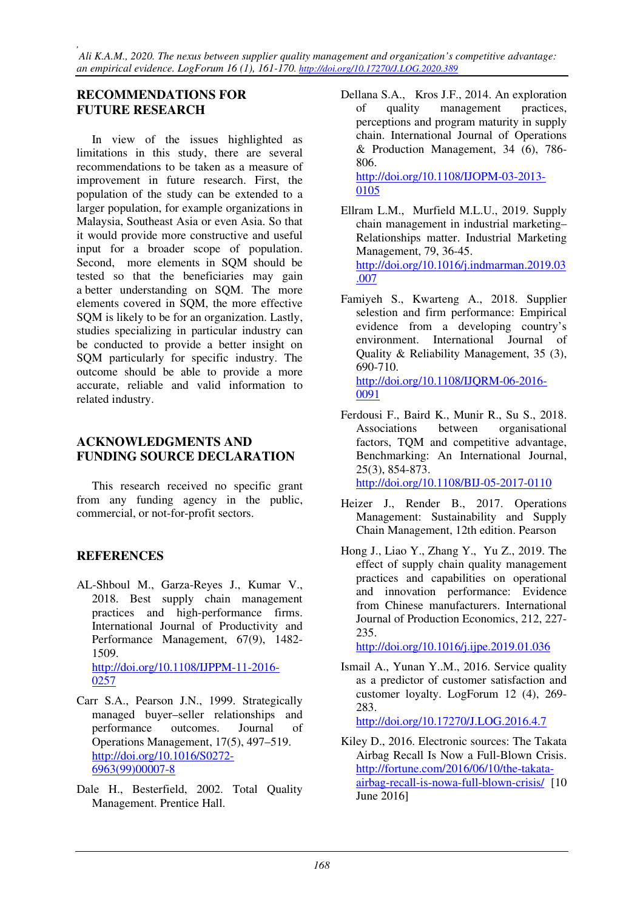## RECOMMENDATIONS FOR FUTURE RESEARCH

In view of the issues highlighted as limitations in this study, there are several recommendations to be taken as a measure of improvement in future research. First, the population of the study can be extended to a larger population, for example organizations in Malaysia, Southeast Asia or even Asia. So that it would provide more constructive and useful input for a broader scope of population. Second, more elements in SQM should be tested so that the beneficiaries may gain a better understanding on SQM. The more elements covered in SQM, the more effective SQM is likely to be for an organization. Lastly, studies specializing in particular industry can be conducted to provide a better insight on SQM particularly for specific industry. The outcome should be able to provide a more accurate, reliable and valid information to related industry.

## ACKNOWLEDGMENTS AND FUNDING SOURCE DECLARATION

This research received no specific grant from any funding agency in the public, commercial, or not-for-profit sectors.

## REFERENCES

AL-Shboul M., Garza-Reyes J., Kumar V., 2018. Best supply chain management practices and high-performance firms. International Journal of Productivity and Performance Management, 67(9), 1482-1509. http://doi.org/10.1108/IJPPM-11-2016-0257

Carr S.A., Pearson J.N., 1999. Strategically managed buyer–seller relationships and performance outcomes. Journal of Operations Management, 17(5), 497–519. http://doi.org/10.1016/S0272-6963(99)00007-8

Dale H., Besterfield, 2002. Total Quality Management. Prentice Hall.

Dellana S.A., Kros J.F., 2014. An exploration of quality management practices, perceptions and program maturity in supply chain. International Journal of Operations & Production Management, 34 (6), 786-806. http://doi.org/10.1108/IJOPM-03-2013-0105

Ellram L.M., Murfield M.L.U., 2019. Supply chain management in industrial marketing–Relationships matter. Industrial Marketing Management, 79, 36-45. http://doi.org/10.1016/j.indmarman.2019.03.007

Famiyeh S., Kwarteng A., 2018. Supplier selection and firm performance: Empirical evidence from a developing country's environment. International Journal of Quality & Reliability Management, 35 (3), 690-710. http://doi.org/10.1108/IJQRM-06-2016-0091

Ferdousi F., Baird K., Munir R., Su S., 2018. Associations between organisational factors, TQM and competitive advantage, Benchmarking: An International Journal, 25(3), 854-873. http://doi.org/10.1108/BIJ-05-2017-0110

Heizer J., Render B., 2017. Operations Management: Sustainability and Supply Chain Management, 12th edition. Pearson

Hong J., Liao Y., Zhang Y., Yu Z., 2019. The effect of supply chain quality management practices and capabilities on operational and innovation performance: Evidence from Chinese manufacturers. International Journal of Production Economics, 212, 227-235. http://doi.org/10.1016/j.ijpe.2019.01.036

Ismail A., Yunan Y..M., 2016. Service quality as a predictor of customer satisfaction and customer loyalty. LogForum 12 (4), 269-283. http://doi.org/10.17270/J.LOG.2016.4.7

Kiley D., 2016. Electronic sources: The Takata Airbag Recall Is Now a Full-Blown Crisis. http://fortune.com/2016/06/10/the-takata-airbag-recall-is-nowa-full-blown-crisis/ [10 June 2016]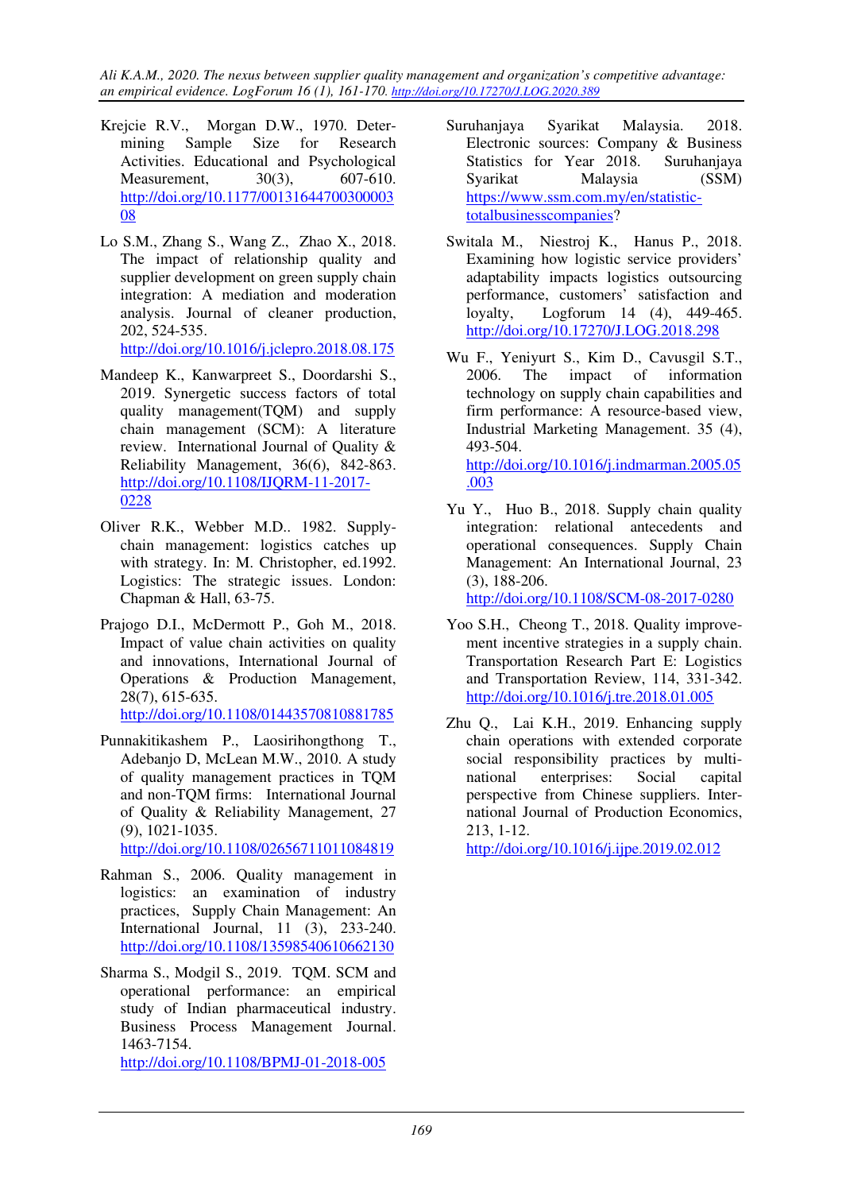Krejcie R.V., Morgan D.W., 1970. Determining Sample Size for Research Activities. Educational and Psychological Measurement, 30(3), 607-610. http://doi.org/10.1177/001316447003000308

Lo S.M., Zhang S., Wang Z., Zhao X., 2018. The impact of relationship quality and supplier development on green supply chain integration: A mediation and moderation analysis. Journal of cleaner production, 202, 524-535. http://doi.org/10.1016/j.jclepro.2018.08.175

Mandeep K., Kanwarpreet S., Doordarshi S., 2019. Synergetic success factors of total quality management(TQM) and supply chain management (SCM): A literature review. International Journal of Quality & Reliability Management, 36(6), 842-863. http://doi.org/10.1108/IJQRM-11-2017-0228

Oliver R.K., Webber M.D.. 1982. Supply-chain management: logistics catches up with strategy. In: M. Christopher, ed.1992. Logistics: The strategic issues. London: Chapman & Hall, 63-75.

Prajogo D.I., McDermott P., Goh M., 2018. Impact of value chain activities on quality and innovations, International Journal of Operations & Production Management, 28(7), 615-635. http://doi.org/10.1108/01443570810881785

Punnakitikashem P., Laosirihongthong T., Adebanjo D, McLean M.W., 2010. A study of quality management practices in TQM and non-TQM firms: International Journal of Quality & Reliability Management, 27 (9), 1021-1035. http://doi.org/10.1108/02656711011084819

Rahman S., 2006. Quality management in logistics: an examination of industry practices, Supply Chain Management: An International Journal, 11 (3), 233-240. http://doi.org/10.1108/13598540610662130

Sharma S., Modgil S., 2019. TQM. SCM and operational performance: an empirical study of Indian pharmaceutical industry. Business Process Management Journal. 1463-7154. http://doi.org/10.1108/BPMJ-01-2018-005

Suruhanjaya Syarikat Malaysia. 2018. Electronic sources: Company & Business Statistics for Year 2018. Suruhanjaya Syarikat Malaysia (SSM) https://www.ssm.com.my/en/statistic-totalbusinesscompanies?

Switala M., Niestroj K., Hanus P., 2018. Examining how logistic service providers' adaptability impacts logistics outsourcing performance, customers' satisfaction and loyalty, Logforum 14 (4), 449-465. http://doi.org/10.17270/J.LOG.2018.298

Wu F., Yeniyurt S., Kim D., Cavusgil S.T., 2006. The impact of information technology on supply chain capabilities and firm performance: A resource-based view, Industrial Marketing Management. 35 (4), 493-504. http://doi.org/10.1016/j.indmarman.2005.05.003

Yu Y., Huo B., 2018. Supply chain quality integration: relational antecedents and operational consequences. Supply Chain Management: An International Journal, 23 (3), 188-206. http://doi.org/10.1108/SCM-08-2017-0280

Yoo S.H., Cheong T., 2018. Quality improvement incentive strategies in a supply chain. Transportation Research Part E: Logistics and Transportation Review, 114, 331-342. http://doi.org/10.1016/j.tre.2018.01.005

Zhu Q., Lai K.H., 2019. Enhancing supply chain operations with extended corporate social responsibility practices by multinational enterprises: Social capital perspective from Chinese suppliers. International Journal of Production Economics, 213, 1-12. http://doi.org/10.1016/j.ijpe.2019.02.012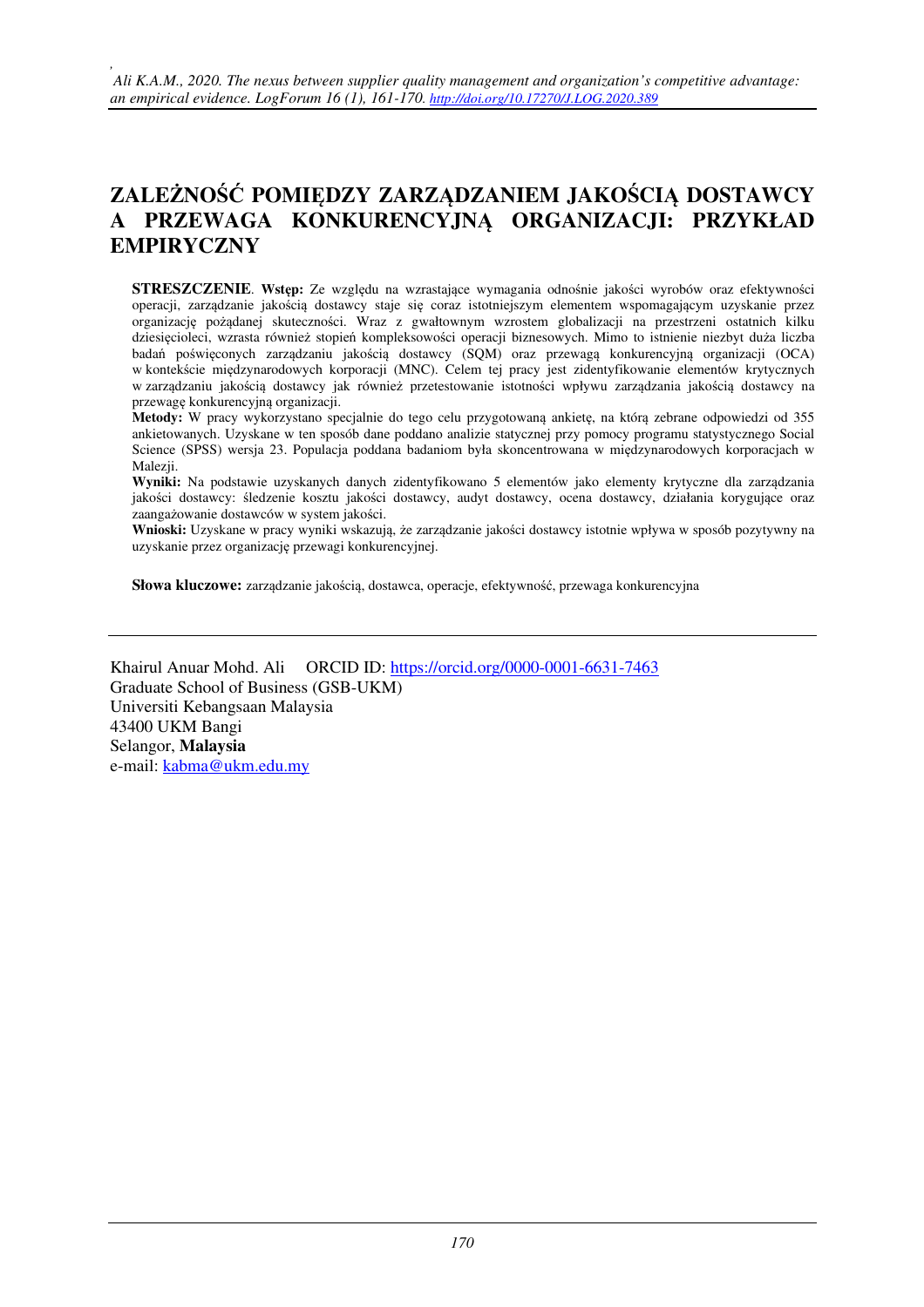# ZALEŻNOŚĆ POMIĘDZY ZARZĄDZANIEM JAKOŚCIĄ DOSTAWCY A PRZEWAGA KONKURENCYJNĄ ORGANIZACJI: PRZYKŁAD EMPIRYCZNY

**STRESZCZENIE**. **Wstęp:** Ze względu na wzrastające wymagania odnośnie jakości wyrobów oraz efektywności operacji, zarządzanie jakością dostawcy staje się coraz istotniejszym elementem wspomagającym uzyskanie przez organizację pożądanej skuteczności. Wraz z gwałtownym wzrostem globalizacji na przestrzeni ostatnich kilku dziesięcioleci, wzrasta również stopień kompleksowości operacji biznesowych. Mimo to istnienie niezbyt duża liczba badań poświęconych zarządzaniu jakością dostawcy (SQM) oraz przewagą konkurencyjną organizacji (OCA) w kontekście międzynarodowych korporacji (MNC). Celem tej pracy jest zidentyfikowanie elementów krytycznych w zarządzaniu jakością dostawcy jak również przetestowanie istotności wpływu zarządzania jakością dostawcy na przewagę konkurencyjną organizacji.

**Metody:** W pracy wykorzystano specjalnie do tego celu przygotowaną ankietę, na którą zebrane odpowiedzi od 355 ankietowanych. Uzyskane w ten sposób dane poddano analizie statycznej przy pomocy programu statystycznego Social Science (SPSS) wersja 23. Populacja poddana badaniom była skoncentrowana w międzynarodowych korporacjach w Malezji.

**Wyniki:** Na podstawie uzyskanych danych zidentyfikowano 5 elementów jako elementy krytyczne dla zarządzania jakości dostawcy: śledzenie kosztu jakości dostawcy, audyt dostawcy, ocena dostawcy, działania korygujące oraz zaangażowanie dostawców w system jakości.

**Wnioski:** Uzyskane w pracy wyniki wskazują, że zarządzanie jakości dostawcy istotnie wpływa w sposób pozytywny na uzyskanie przez organizację przewagi konkurencyjnej.

**Słowa kluczowe:** zarządzanie jakością, dostawca, operacje, efektywność, przewaga konkurencyjna

---

Khairul Anuar Mohd. Ali ORCID ID: https://orcid.org/0000-0001-6631-7463
Graduate School of Business (GSB-UKM)
Universiti Kebangsaan Malaysia
43400 UKM Bangi
Selangor, **Malaysia**
e-mail: kabma@ukm.edu.my